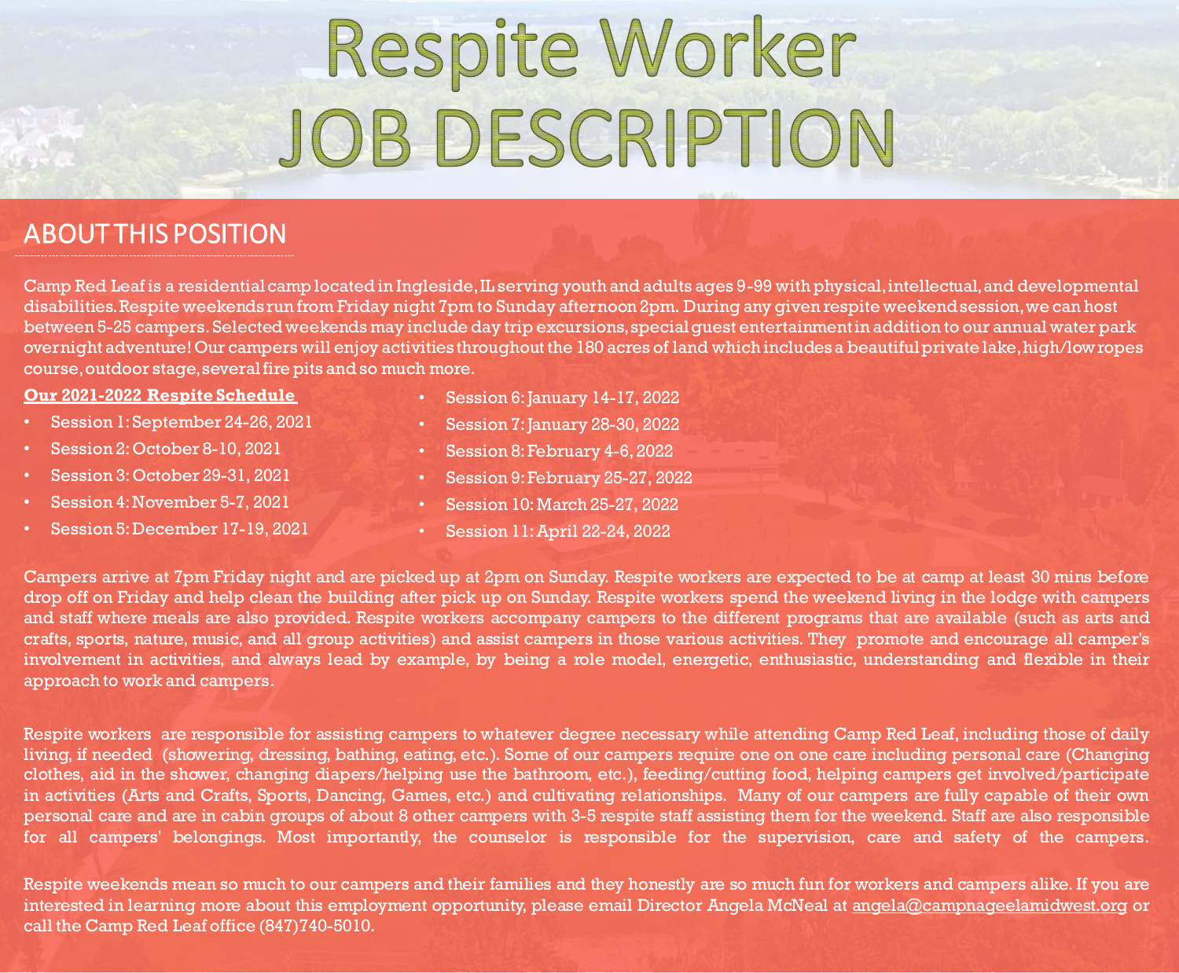# Respite Worker JOB DESCRIPTION

## ABOUT THIS POSITION

Camp Red Leaf is a residential camp located in Ingleside, IL serving youth and adults ages 9-99 with physical, intellectual, and developmental disabilities. Respite weekends run from Friday night 7pm to Sunday afternoon 2pm. During any given respite weekend session, we can host between 5-25 campers. Selected weekends may include day trip excursions, special guest entertainment in addition to our annual water park overnight adventure! Our campers will enjoy activities throughout the 180 acres of land which includes a beautiful private lake, high/low ropes course, outdoor stage, several fire pits and so much more.

**Our 2021-2022 Respite Schedule**

- Session 1: September 24-26, 2021
- Session 2: October 8-10, 2021
- Session 3: October 29-31, 2021
- Session 4: November 5-7, 2021
- Session 5: December 17-19, 2021
- Session 6: January 14-17, 2022
- Session 7: January 28-30, 2022
- Session 8: February 4-6, 2022
- Session 9: February 25-27, 2022
- Session 10: March 25-27, 2022
- Session 11: April 22-24, 2022

Campers arrive at 7pm Friday night and are picked up at 2pm on Sunday. Respite workers are expected to be at camp at least 30 mins before drop off on Friday and help clean the building after pick up on Sunday. Respite workers spend the weekend living in the lodge with campers and staff where meals are also provided. Respite workers accompany campers to the different programs that are available (such as arts and crafts, sports, nature, music, and all group activities) and assist campers in those various activities. They promote and encourage all camper's involvement in activities, and always lead by example, by being a role model, energetic, enthusiastic, understanding and flexible in their approach to work and campers.

Respite workers are responsible for assisting campers to whatever degree necessary while attending Camp Red Leaf, including those of daily living, if needed (showering, dressing, bathing, eating, etc.). Some of our campers require one on one care including personal care (Changing clothes, aid in the shower, changing diapers/helping use the bathroom, etc.), feeding/cutting food, helping campers get involved/participate in activities (Arts and Crafts, Sports, Dancing, Games, etc.) and cultivating relationships. Many of our campers are fully capable of their own personal care and are in cabin groups of about 8 other campers with 3-5 respite staff assisting them for the weekend. Staff are also responsible for all campers' belongings. Most importantly, the counselor is responsible for the supervision, care and safety of the campers.

Respite weekends mean so much to our campers and their families and they honestly are so much fun for workers and campers alike. If you are interested in learning more about this employment opportunity, please email Director Angela McNeal at angela@campnageelamidwest.org or call the Camp Red Leaf office (847)740-5010.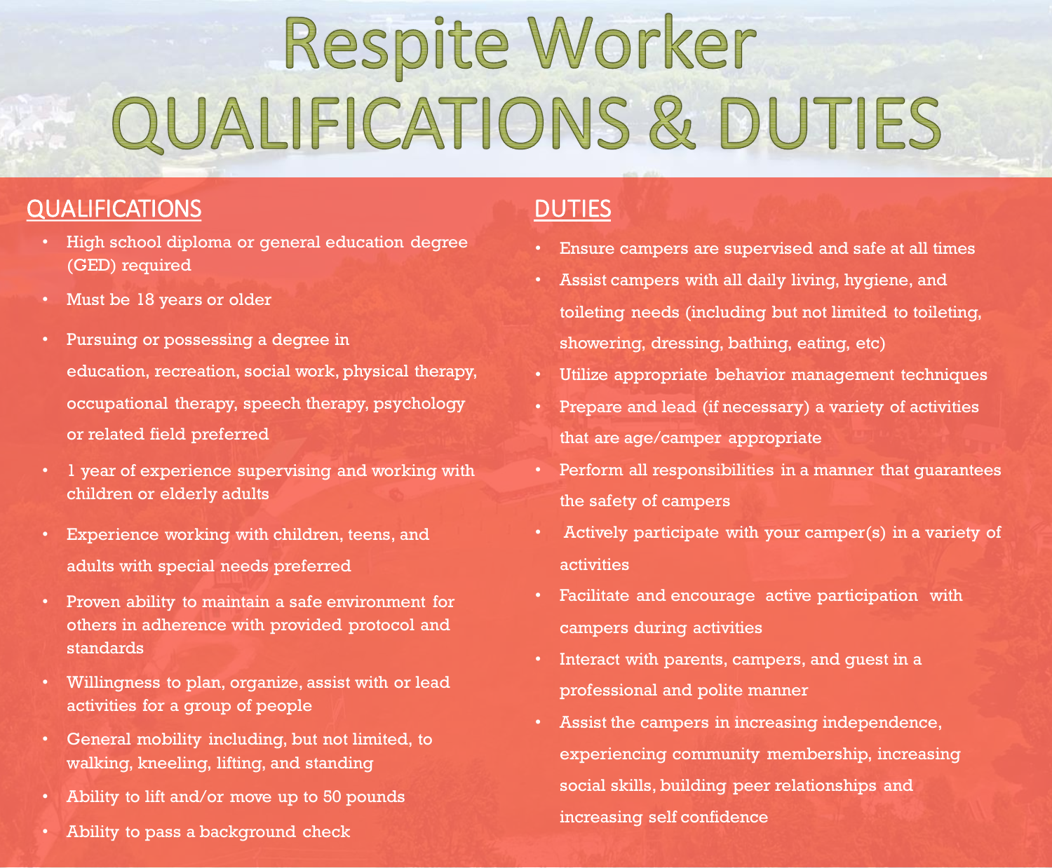# Respite Worker QUALIFICATIONS & DUTIES

## QUALIFICATIONS

- High school diploma or general education degree (GED) required
- Must be 18 years or older
- Pursuing or possessing a degree in education, recreation, social work, physical therapy, occupational therapy, speech therapy, psychology or related field preferred
- 1 year of experience supervising and working with children or elderly adults
- Experience working with children, teens, and adults with special needs preferred
- Proven ability to maintain a safe environment for others in adherence with provided protocol and standards
- Willingness to plan, organize, assist with or lead activities for a group of people
- General mobility including, but not limited, to walking, kneeling, lifting, and standing
- Ability to lift and/or move up to 50 pounds
- Ability to pass a background check

## DUTIES

- Ensure campers are supervised and safe at all times
- Assist campers with all daily living, hygiene, and toileting needs (including but not limited to toileting, showering, dressing, bathing, eating, etc)
- Utilize appropriate behavior management techniques
- Prepare and lead (if necessary) a variety of activities that are age/camper appropriate
- Perform all responsibilities in a manner that guarantees the safety of campers
- Actively participate with your camper(s) in a variety of activities
- Facilitate and encourage active participation with campers during activities
- Interact with parents, campers, and guest in a professional and polite manner
- Assist the campers in increasing independence, experiencing community membership, increasing social skills, building peer relationships and increasing self confidence